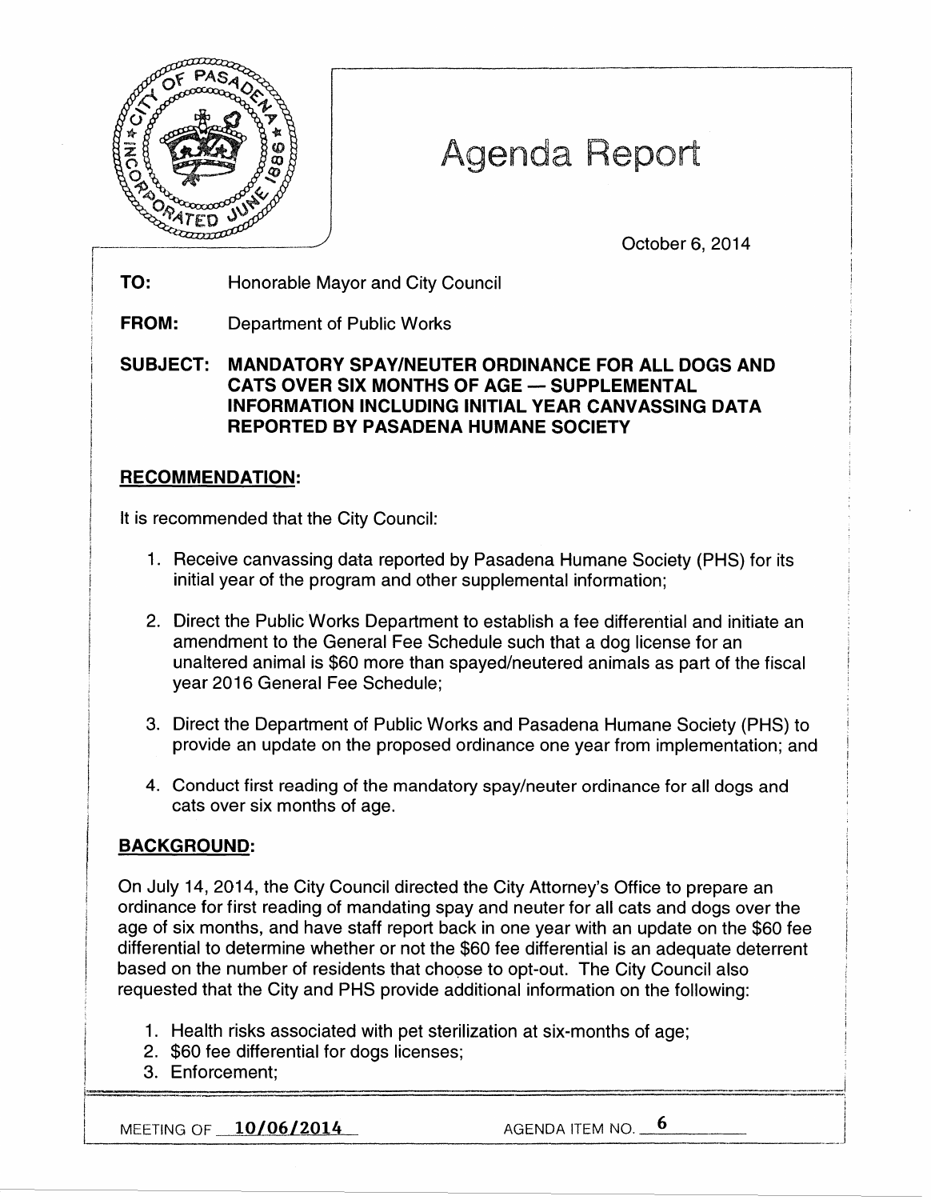# Agenda Report

October 6, 2014

**TO:** Honorable Mayor and City Council

**FROM:** Department of Public Works

**SUBJECT: MANDATORY SPAY/NEUTER ORDINANCE FOR ALL DOGS AND CATS OVER SIX MONTHS OF AGE — SUPPLEMENTAL INFORMATION INCLUDING INITIAL YEAR CANVASSING DATA REPORTED BY PASADENA HUMANE SOCIETY**

## RECOMMENDATION:

It is recommended that the City Council:

1. Receive canvassing data reported by Pasadena Humane Society (PHS) for its initial year of the program and other supplemental information;
2. Direct the Public Works Department to establish a fee differential and initiate an amendment to the General Fee Schedule such that a dog license for an unaltered animal is $60 more than spayed/neutered animals as part of the fiscal year 2016 General Fee Schedule;
3. Direct the Department of Public Works and Pasadena Humane Society (PHS) to provide an update on the proposed ordinance one year from implementation; and
4. Conduct first reading of the mandatory spay/neuter ordinance for all dogs and cats over six months of age.

## BACKGROUND:

On July 14, 2014, the City Council directed the City Attorney's Office to prepare an ordinance for first reading of mandating spay and neuter for all cats and dogs over the age of six months, and have staff report back in one year with an update on the $60 fee differential to determine whether or not the $60 fee differential is an adequate deterrent based on the number of residents that choose to opt-out. The City Council also requested that the City and PHS provide additional information on the following:

1. Health risks associated with pet sterilization at six-months of age;
2. $60 fee differential for dogs licenses;
3. Enforcement;

MEETING OF 10/06/2014 AGENDA ITEM NO. 6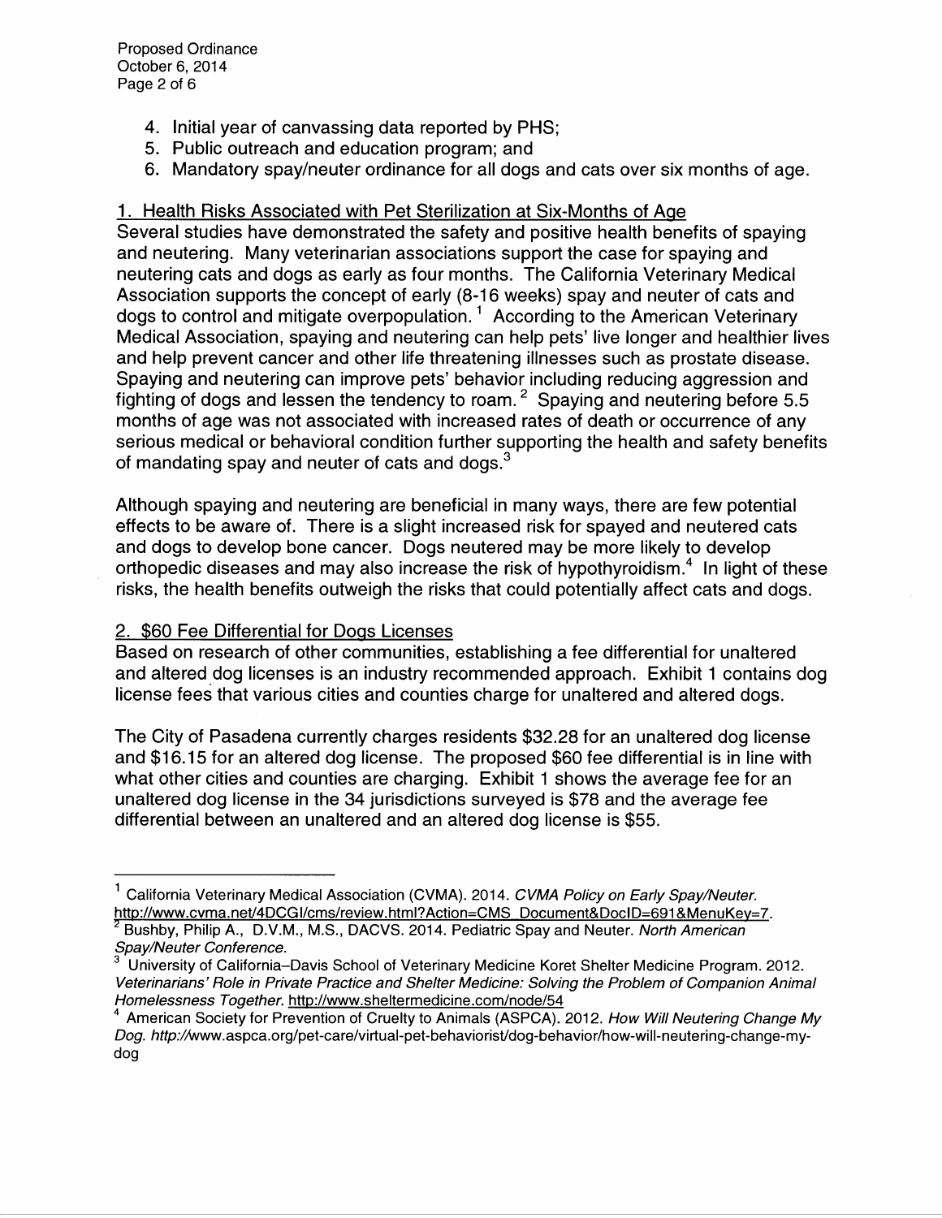4. Initial year of canvassing data reported by PHS;
5. Public outreach and education program; and
6. Mandatory spay/neuter ordinance for all dogs and cats over six months of age.

1. Health Risks Associated with Pet Sterilization at Six-Months of Age

Several studies have demonstrated the safety and positive health benefits of spaying and neutering. Many veterinarian associations support the case for spaying and neutering cats and dogs as early as four months. The California Veterinary Medical Association supports the concept of early (8-16 weeks) spay and neuter of cats and dogs to control and mitigate overpopulation. [1] According to the American Veterinary Medical Association, spaying and neutering can help pets' live longer and healthier lives and help prevent cancer and other life threatening illnesses such as prostate disease. Spaying and neutering can improve pets' behavior including reducing aggression and fighting of dogs and lessen the tendency to roam. [2] Spaying and neutering before 5.5 months of age was not associated with increased rates of death or occurrence of any serious medical or behavioral condition further supporting the health and safety benefits of mandating spay and neuter of cats and dogs.[3]

Although spaying and neutering are beneficial in many ways, there are few potential effects to be aware of. There is a slight increased risk for spayed and neutered cats and dogs to develop bone cancer. Dogs neutered may be more likely to develop orthopedic diseases and may also increase the risk of hypothyroidism.[4] In light of these risks, the health benefits outweigh the risks that could potentially affect cats and dogs.

2. $60 Fee Differential for Dogs Licenses

Based on research of other communities, establishing a fee differential for unaltered and altered dog licenses is an industry recommended approach. Exhibit 1 contains dog license fees that various cities and counties charge for unaltered and altered dogs.

The City of Pasadena currently charges residents $32.28 for an unaltered dog license and $16.15 for an altered dog license. The proposed $60 fee differential is in line with what other cities and counties are charging. Exhibit 1 shows the average fee for an unaltered dog license in the 34 jurisdictions surveyed is $78 and the average fee differential between an unaltered and an altered dog license is $55.

---

[1] California Veterinary Medical Association (CVMA). 2014. *CVMA Policy on Early Spay/Neuter.* http://www.cvma.net/4DCGI/cms/review.html?Action=CMS_Document&DocID=691&MenuKey=7.

[2] Bushby, Philip A., D.V.M., M.S., DACVS. 2014. Pediatric Spay and Neuter. *North American Spay/Neuter Conference.*

[3] University of California–Davis School of Veterinary Medicine Koret Shelter Medicine Program. 2012. *Veterinarians' Role in Private Practice and Shelter Medicine: Solving the Problem of Companion Animal Homelessness Together.* http://www.sheltermedicine.com/node/54

[4] American Society for Prevention of Cruelty to Animals (ASPCA). 2012. *How Will Neutering Change My Dog. http://www.aspca.org/pet-care/virtual-pet-behaviorist/dog-behavior/how-will-neutering-change-my-dog*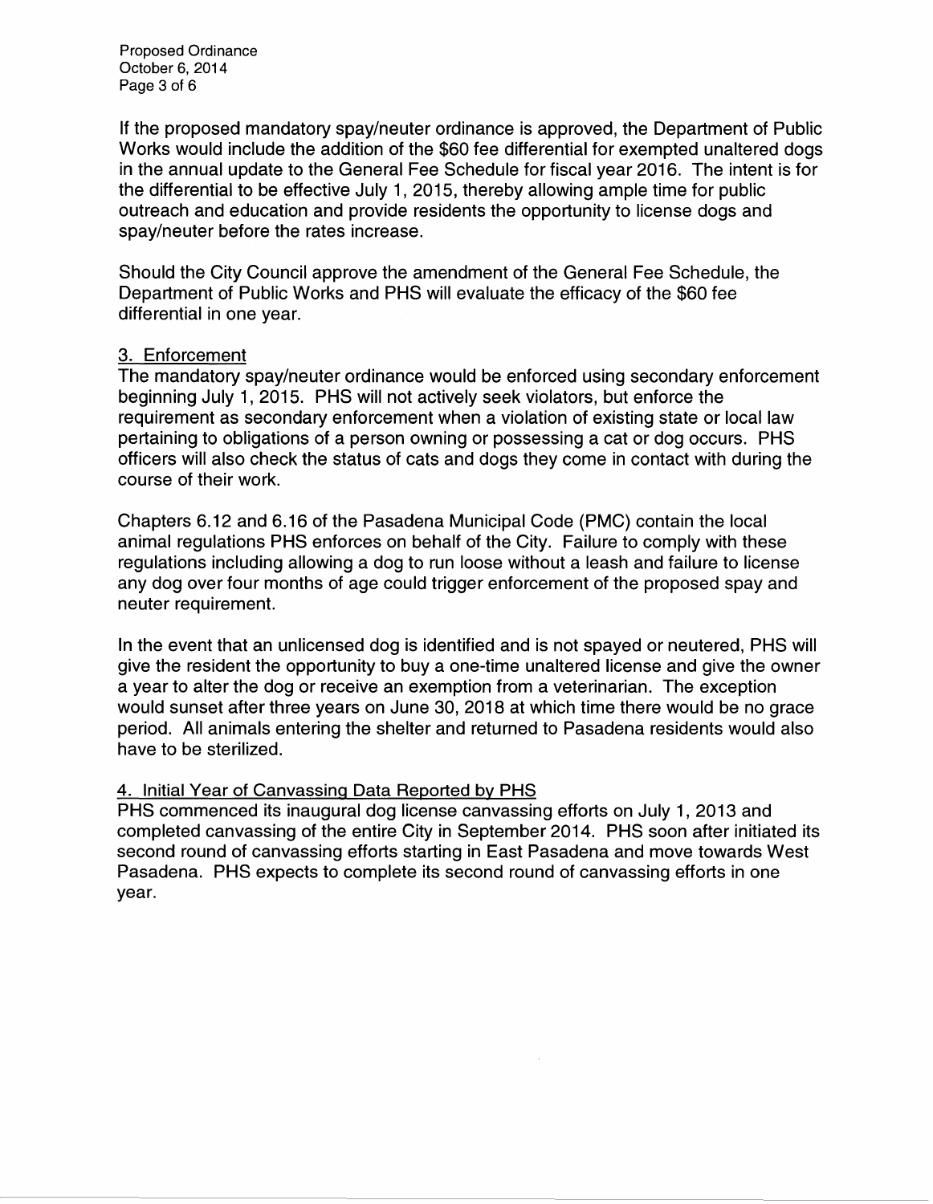If the proposed mandatory spay/neuter ordinance is approved, the Department of Public Works would include the addition of the $60 fee differential for exempted unaltered dogs in the annual update to the General Fee Schedule for fiscal year 2016. The intent is for the differential to be effective July 1, 2015, thereby allowing ample time for public outreach and education and provide residents the opportunity to license dogs and spay/neuter before the rates increase.

Should the City Council approve the amendment of the General Fee Schedule, the Department of Public Works and PHS will evaluate the efficacy of the $60 fee differential in one year.

3. Enforcement

The mandatory spay/neuter ordinance would be enforced using secondary enforcement beginning July 1, 2015. PHS will not actively seek violators, but enforce the requirement as secondary enforcement when a violation of existing state or local law pertaining to obligations of a person owning or possessing a cat or dog occurs. PHS officers will also check the status of cats and dogs they come in contact with during the course of their work.

Chapters 6.12 and 6.16 of the Pasadena Municipal Code (PMC) contain the local animal regulations PHS enforces on behalf of the City. Failure to comply with these regulations including allowing a dog to run loose without a leash and failure to license any dog over four months of age could trigger enforcement of the proposed spay and neuter requirement.

In the event that an unlicensed dog is identified and is not spayed or neutered, PHS will give the resident the opportunity to buy a one-time unaltered license and give the owner a year to alter the dog or receive an exemption from a veterinarian. The exception would sunset after three years on June 30, 2018 at which time there would be no grace period. All animals entering the shelter and returned to Pasadena residents would also have to be sterilized.

4. Initial Year of Canvassing Data Reported by PHS

PHS commenced its inaugural dog license canvassing efforts on July 1, 2013 and completed canvassing of the entire City in September 2014. PHS soon after initiated its second round of canvassing efforts starting in East Pasadena and move towards West Pasadena. PHS expects to complete its second round of canvassing efforts in one year.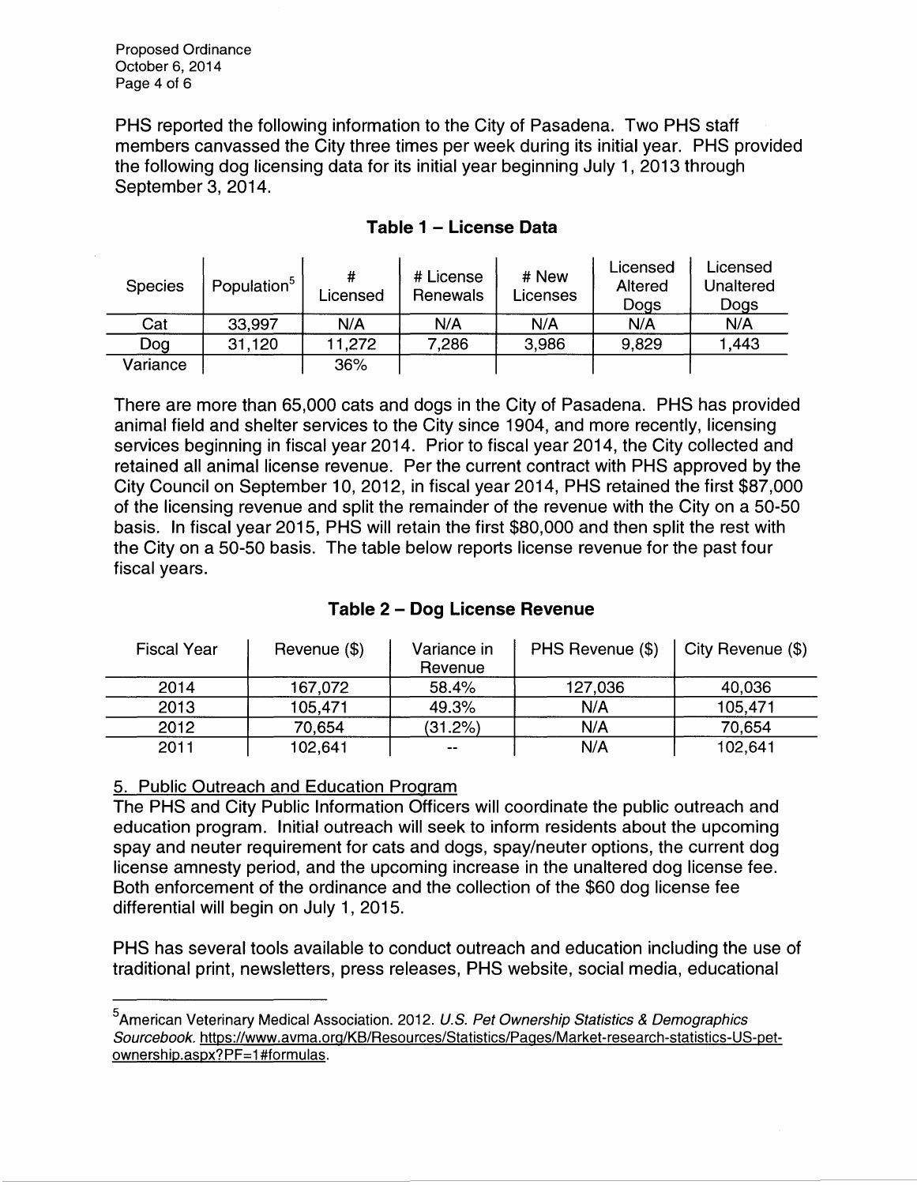PHS reported the following information to the City of Pasadena. Two PHS staff members canvassed the City three times per week during its initial year. PHS provided the following dog licensing data for its initial year beginning July 1, 2013 through September 3, 2014.

**Table 1 – License Data**

| Species | Population[5] | # Licensed | # License Renewals | # New Licenses | Licensed Altered Dogs | Licensed Unaltered Dogs |
|---|---|---|---|---|---|---|
| Cat | 33,997 | N/A | N/A | N/A | N/A | N/A |
| Dog | 31,120 | 11,272 | 7,286 | 3,986 | 9,829 | 1,443 |
| Variance | | 36% | | | | |

There are more than 65,000 cats and dogs in the City of Pasadena. PHS has provided animal field and shelter services to the City since 1904, and more recently, licensing services beginning in fiscal year 2014. Prior to fiscal year 2014, the City collected and retained all animal license revenue. Per the current contract with PHS approved by the City Council on September 10, 2012, in fiscal year 2014, PHS retained the first $87,000 of the licensing revenue and split the remainder of the revenue with the City on a 50-50 basis. In fiscal year 2015, PHS will retain the first $80,000 and then split the rest with the City on a 50-50 basis. The table below reports license revenue for the past four fiscal years.

**Table 2 – Dog License Revenue**

| Fiscal Year | Revenue ($) | Variance in Revenue | PHS Revenue ($) | City Revenue ($) |
|---|---|---|---|---|
| 2014 | 167,072 | 58.4% | 127,036 | 40,036 |
| 2013 | 105,471 | 49.3% | N/A | 105,471 |
| 2012 | 70,654 | (31.2%) | N/A | 70,654 |
| 2011 | 102,641 | -- | N/A | 102,641 |

5. Public Outreach and Education Program

The PHS and City Public Information Officers will coordinate the public outreach and education program. Initial outreach will seek to inform residents about the upcoming spay and neuter requirement for cats and dogs, spay/neuter options, the current dog license amnesty period, and the upcoming increase in the unaltered dog license fee. Both enforcement of the ordinance and the collection of the $60 dog license fee differential will begin on July 1, 2015.

PHS has several tools available to conduct outreach and education including the use of traditional print, newsletters, press releases, PHS website, social media, educational

---

[5] American Veterinary Medical Association. 2012. *U.S. Pet Ownership Statistics & Demographics Sourcebook.* https://www.avma.org/KB/Resources/Statistics/Pages/Market-research-statistics-US-pet-ownership.aspx?PF=1#formulas.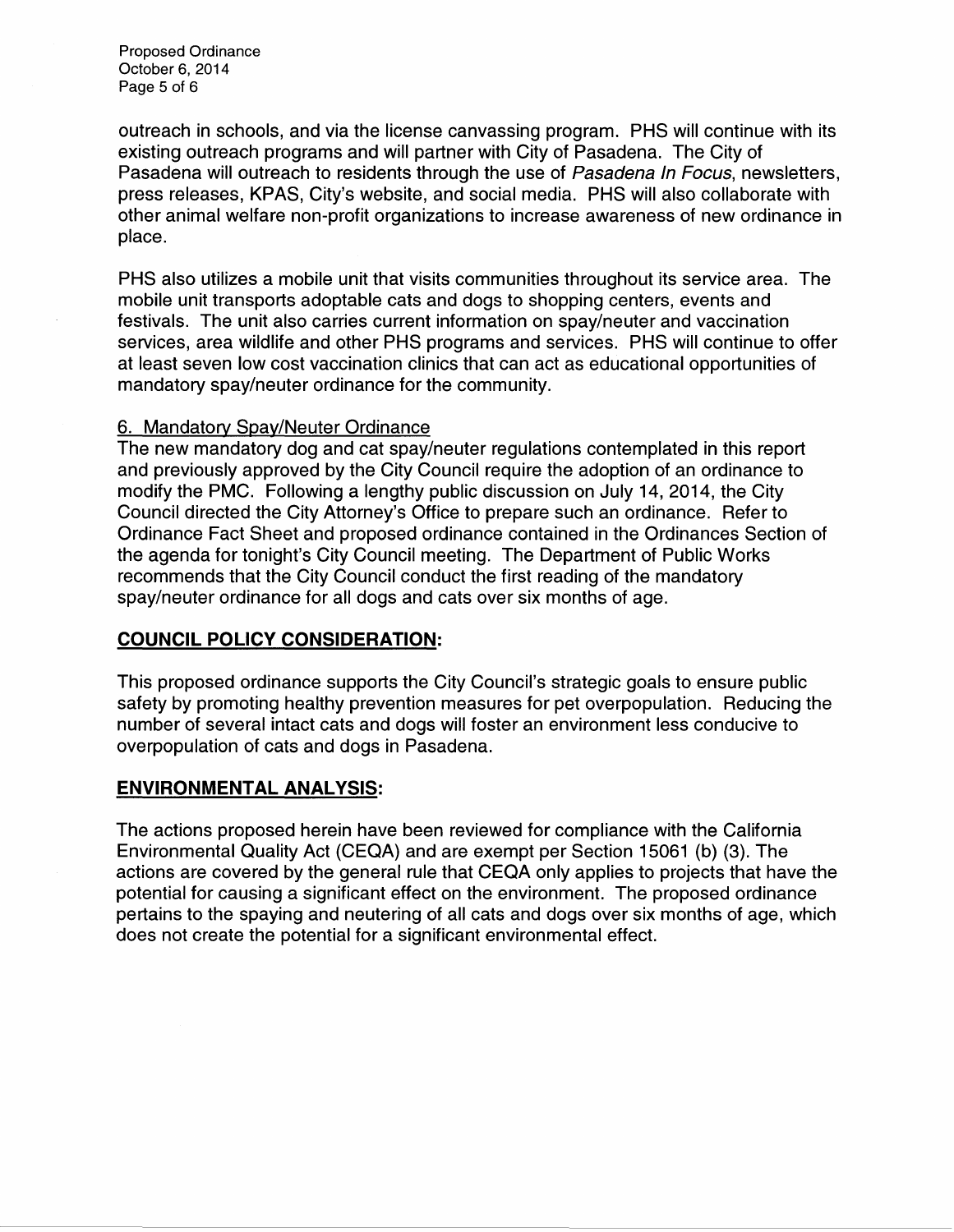outreach in schools, and via the license canvassing program. PHS will continue with its existing outreach programs and will partner with City of Pasadena. The City of Pasadena will outreach to residents through the use of *Pasadena In Focus*, newsletters, press releases, KPAS, City's website, and social media. PHS will also collaborate with other animal welfare non-profit organizations to increase awareness of new ordinance in place.

PHS also utilizes a mobile unit that visits communities throughout its service area. The mobile unit transports adoptable cats and dogs to shopping centers, events and festivals. The unit also carries current information on spay/neuter and vaccination services, area wildlife and other PHS programs and services. PHS will continue to offer at least seven low cost vaccination clinics that can act as educational opportunities of mandatory spay/neuter ordinance for the community.

6. Mandatory Spay/Neuter Ordinance

The new mandatory dog and cat spay/neuter regulations contemplated in this report and previously approved by the City Council require the adoption of an ordinance to modify the PMC. Following a lengthy public discussion on July 14, 2014, the City Council directed the City Attorney's Office to prepare such an ordinance. Refer to Ordinance Fact Sheet and proposed ordinance contained in the Ordinances Section of the agenda for tonight's City Council meeting. The Department of Public Works recommends that the City Council conduct the first reading of the mandatory spay/neuter ordinance for all dogs and cats over six months of age.

## COUNCIL POLICY CONSIDERATION:

This proposed ordinance supports the City Council's strategic goals to ensure public safety by promoting healthy prevention measures for pet overpopulation. Reducing the number of several intact cats and dogs will foster an environment less conducive to overpopulation of cats and dogs in Pasadena.

## ENVIRONMENTAL ANALYSIS:

The actions proposed herein have been reviewed for compliance with the California Environmental Quality Act (CEQA) and are exempt per Section 15061 (b) (3). The actions are covered by the general rule that CEQA only applies to projects that have the potential for causing a significant effect on the environment. The proposed ordinance pertains to the spaying and neutering of all cats and dogs over six months of age, which does not create the potential for a significant environmental effect.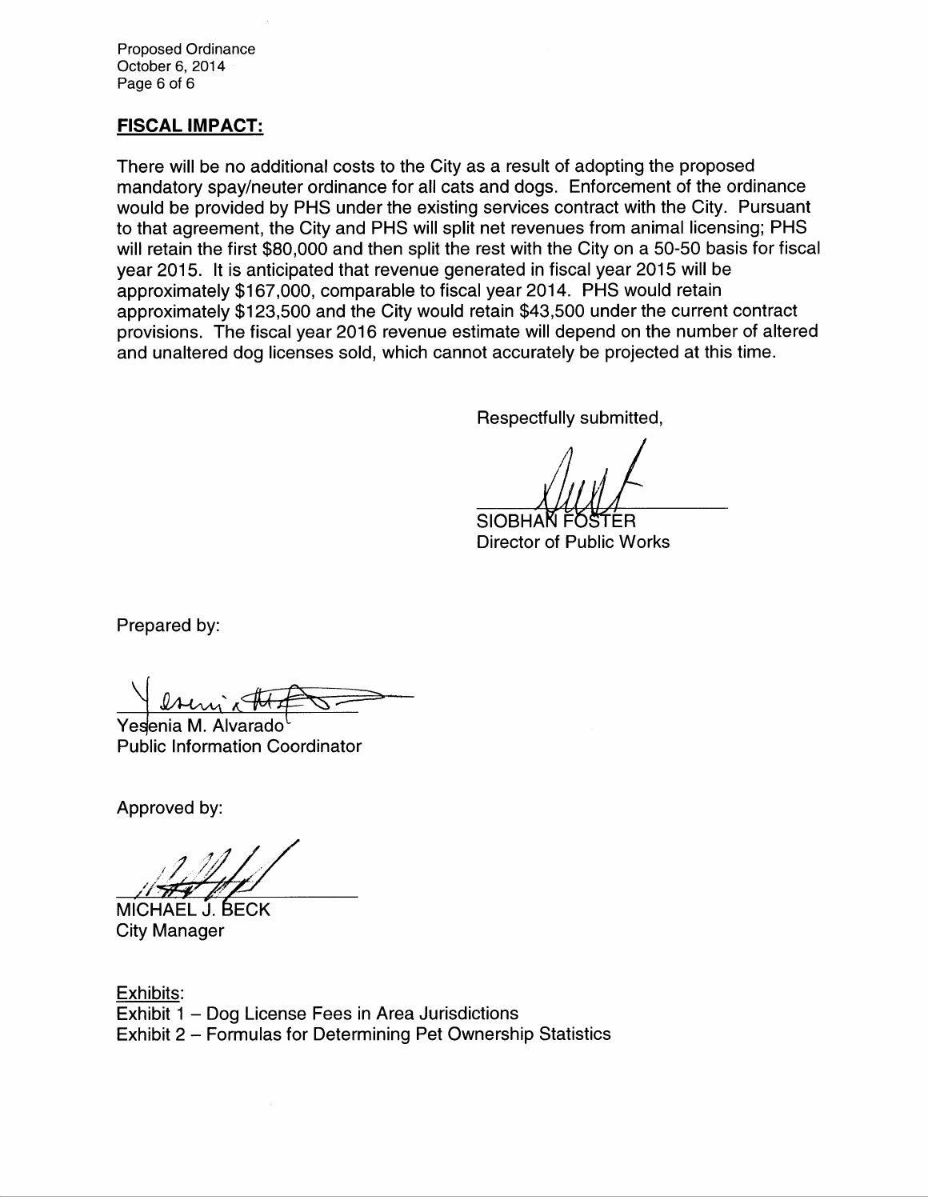**FISCAL IMPACT:**

There will be no additional costs to the City as a result of adopting the proposed mandatory spay/neuter ordinance for all cats and dogs. Enforcement of the ordinance would be provided by PHS under the existing services contract with the City. Pursuant to that agreement, the City and PHS will split net revenues from animal licensing; PHS will retain the first $80,000 and then split the rest with the City on a 50-50 basis for fiscal year 2015. It is anticipated that revenue generated in fiscal year 2015 will be approximately $167,000, comparable to fiscal year 2014. PHS would retain approximately $123,500 and the City would retain $43,500 under the current contract provisions. The fiscal year 2016 revenue estimate will depend on the number of altered and unaltered dog licenses sold, which cannot accurately be projected at this time.

Respectfully submitted,

SIOBHAN FOSTER
Director of Public Works

Prepared by:

Yesenia M. Alvarado
Public Information Coordinator

Approved by:

MICHAEL J. BECK
City Manager

Exhibits:
Exhibit 1 – Dog License Fees in Area Jurisdictions
Exhibit 2 – Formulas for Determining Pet Ownership Statistics